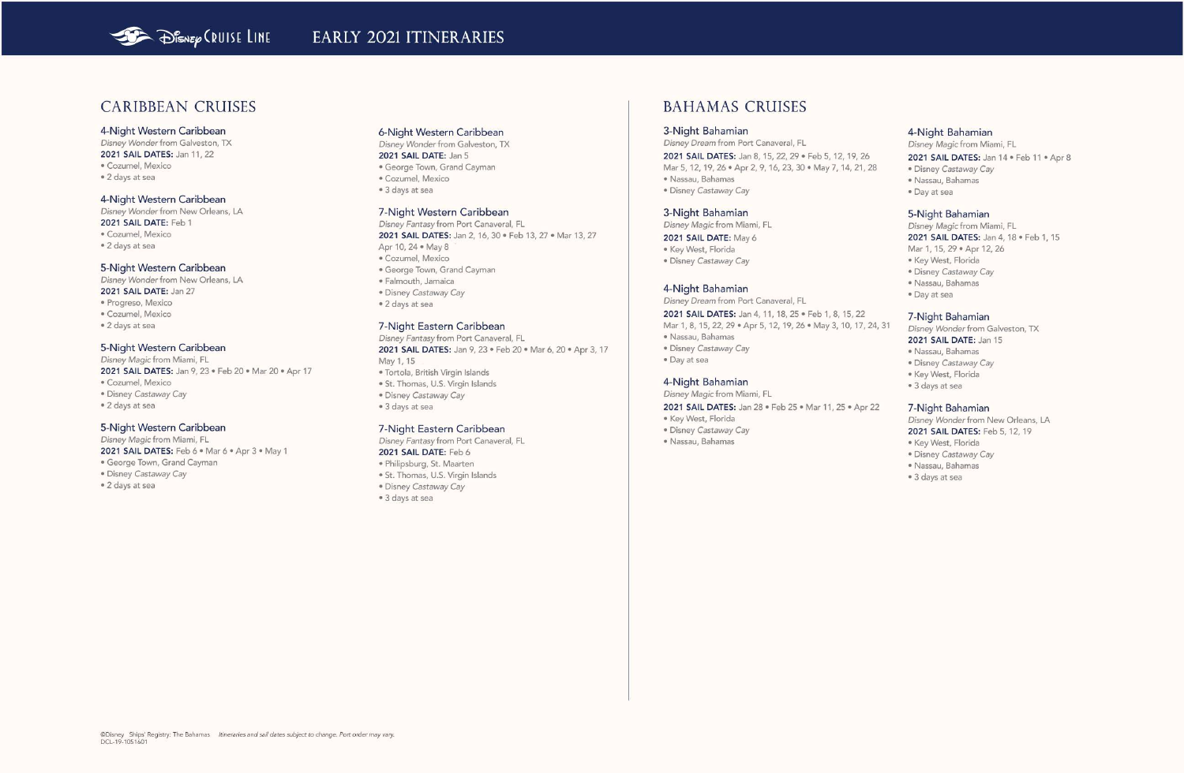# Disney Cruise Line — EARLY 2021 ITINERARIES

## CARIBBEAN CRUISES

### 4-Night Western Caribbean
*Disney Wonder* from Galveston, TX
**2021 SAIL DATES:** Jan 11, 22
- Cozumel, Mexico
- 2 days at sea

### 4-Night Western Caribbean
*Disney Wonder* from New Orleans, LA
**2021 SAIL DATE:** Feb 1
- Cozumel, Mexico
- 2 days at sea

### 5-Night Western Caribbean
*Disney Wonder* from New Orleans, LA
**2021 SAIL DATE:** Jan 27
- Progreso, Mexico
- Cozumel, Mexico
- 2 days at sea

### 5-Night Western Caribbean
*Disney Magic* from Miami, FL
**2021 SAIL DATES:** Jan 9, 23 • Feb 20 • Mar 20 • Apr 17
- Cozumel, Mexico
- Disney *Castaway Cay*
- 2 days at sea

### 5-Night Western Caribbean
*Disney Magic* from Miami, FL
**2021 SAIL DATES:** Feb 6 • Mar 6 • Apr 3 • May 1
- George Town, Grand Cayman
- Disney *Castaway Cay*
- 2 days at sea

### 6-Night Western Caribbean
*Disney Wonder* from Galveston, TX
**2021 SAIL DATE:** Jan 5
- George Town, Grand Cayman
- Cozumel, Mexico
- 3 days at sea

### 7-Night Western Caribbean
*Disney Fantasy* from Port Canaveral, FL
**2021 SAIL DATES:** Jan 2, 16, 30 • Feb 13, 27 • Mar 13, 27
Apr 10, 24 • May 8
- Cozumel, Mexico
- George Town, Grand Cayman
- Falmouth, Jamaica
- Disney *Castaway Cay*
- 2 days at sea

### 7-Night Eastern Caribbean
*Disney Fantasy* from Port Canaveral, FL
**2021 SAIL DATES:** Jan 9, 23 • Feb 20 • Mar 6, 20 • Apr 3, 17
May 1, 15
- Tortola, British Virgin Islands
- St. Thomas, U.S. Virgin Islands
- Disney *Castaway Cay*
- 3 days at sea

### 7-Night Eastern Caribbean
*Disney Fantasy* from Port Canaveral, FL
**2021 SAIL DATE:** Feb 6
- Philipsburg, St. Maarten
- St. Thomas, U.S. Virgin Islands
- Disney *Castaway Cay*
- 3 days at sea

## BAHAMAS CRUISES

### 3-Night Bahamian
*Disney Dream* from Port Canaveral, FL
**2021 SAIL DATES:** Jan 8, 15, 22, 29 • Feb 5, 12, 19, 26
Mar 5, 12, 19, 26 • Apr 2, 9, 16, 23, 30 • May 7, 14, 21, 28
- Nassau, Bahamas
- Disney *Castaway Cay*

### 3-Night Bahamian
*Disney Magic* from Miami, FL
**2021 SAIL DATE:** May 6
- Key West, Florida
- Disney *Castaway Cay*

### 4-Night Bahamian
*Disney Dream* from Port Canaveral, FL
**2021 SAIL DATES:** Jan 4, 11, 18, 25 • Feb 1, 8, 15, 22
Mar 1, 8, 15, 22, 29 • Apr 5, 12, 19, 26 • May 3, 10, 17, 24, 31
- Nassau, Bahamas
- Disney *Castaway Cay*
- Day at sea

### 4-Night Bahamian
*Disney Magic* from Miami, FL
**2021 SAIL DATES:** Jan 28 • Feb 25 • Mar 11, 25 • Apr 22
- Key West, Florida
- Disney *Castaway Cay*
- Nassau, Bahamas

### 4-Night Bahamian
*Disney Magic* from Miami, FL
**2021 SAIL DATES:** Jan 14 • Feb 11 • Apr 8
- Disney *Castaway Cay*
- Nassau, Bahamas
- Day at sea

### 5-Night Bahamian
*Disney Magic* from Miami, FL
**2021 SAIL DATES:** Jan 4, 18 • Feb 1, 15
Mar 1, 15, 29 • Apr 12, 26
- Key West, Florida
- Disney *Castaway Cay*
- Nassau, Bahamas
- Day at sea

### 7-Night Bahamian
*Disney Wonder* from Galveston, TX
**2021 SAIL DATE:** Jan 15
- Nassau, Bahamas
- Disney *Castaway Cay*
- Key West, Florida
- 3 days at sea

### 7-Night Bahamian
*Disney Wonder* from New Orleans, LA
**2021 SAIL DATES:** Feb 5, 12, 19
- Key West, Florida
- Disney *Castaway Cay*
- Nassau, Bahamas
- 3 days at sea

©Disney Ships' Registry: The Bahamas *Itineraries and sail dates subject to change. Port order may vary.*
DCL-19-1051601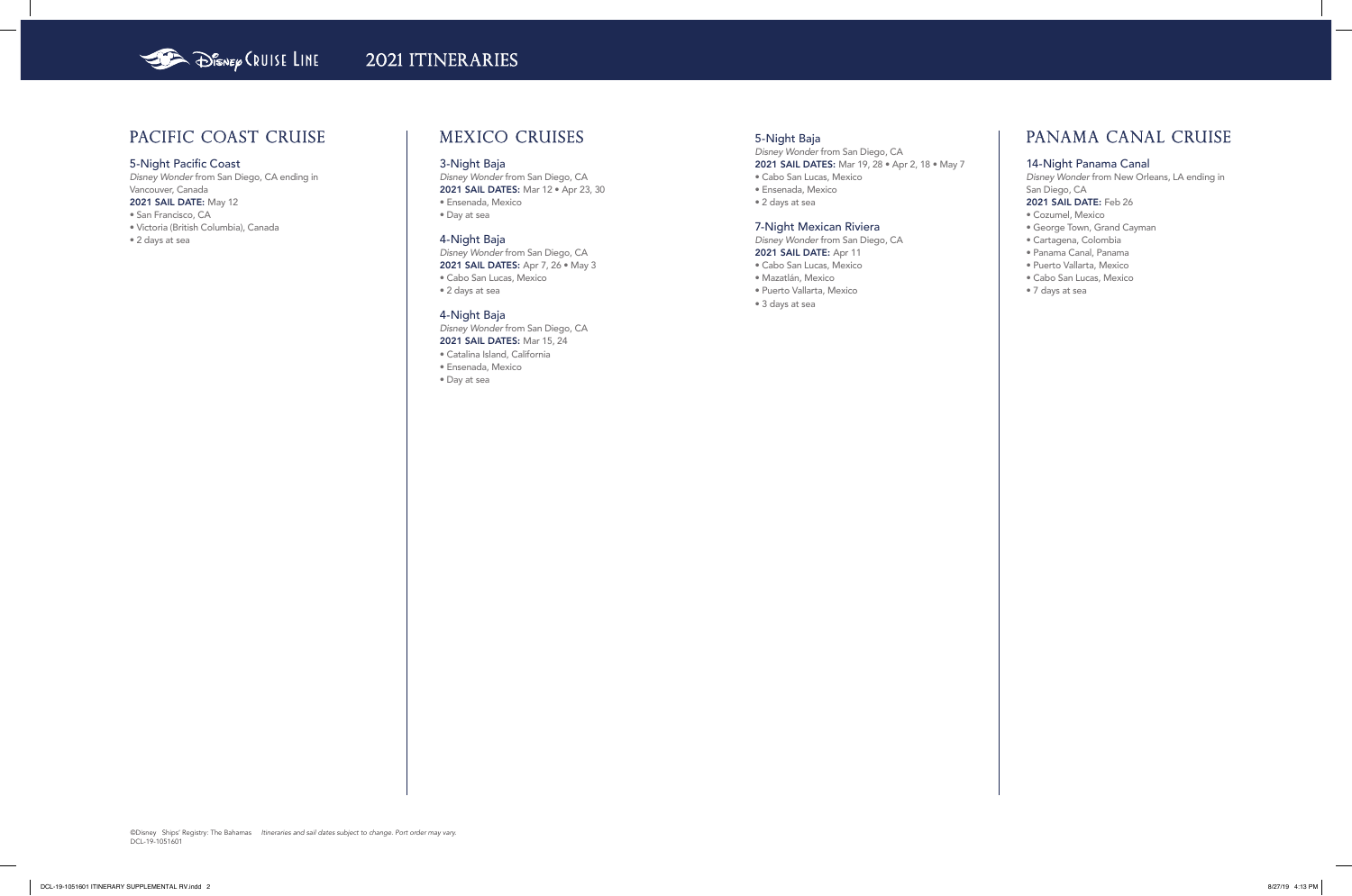Disney Cruise Line 2021 ITINERARIES

## PACIFIC COAST CRUISE

### 5-Night Pacific Coast

*Disney Wonder* from San Diego, CA ending in Vancouver, Canada

**2021 SAIL DATE:** May 12

- San Francisco, CA
- Victoria (British Columbia), Canada
- 2 days at sea

## MEXICO CRUISES

### 3-Night Baja

*Disney Wonder* from San Diego, CA

**2021 SAIL DATES:** Mar 12 • Apr 23, 30

- Ensenada, Mexico
- Day at sea

### 4-Night Baja

*Disney Wonder* from San Diego, CA

**2021 SAIL DATES:** Apr 7, 26 • May 3

- Cabo San Lucas, Mexico
- 2 days at sea

### 4-Night Baja

*Disney Wonder* from San Diego, CA

**2021 SAIL DATES:** Mar 15, 24

- Catalina Island, California
- Ensenada, Mexico
- Day at sea

### 5-Night Baja

*Disney Wonder* from San Diego, CA

**2021 SAIL DATES:** Mar 19, 28 • Apr 2, 18 • May 7

- Cabo San Lucas, Mexico
- Ensenada, Mexico
- 2 days at sea

### 7-Night Mexican Riviera

*Disney Wonder* from San Diego, CA

**2021 SAIL DATE:** Apr 11

- Cabo San Lucas, Mexico
- Mazatlán, Mexico
- Puerto Vallarta, Mexico
- 3 days at sea

## PANAMA CANAL CRUISE

### 14-Night Panama Canal

*Disney Wonder* from New Orleans, LA ending in San Diego, CA

**2021 SAIL DATE:** Feb 26

- Cozumel, Mexico
- George Town, Grand Cayman
- Cartagena, Colombia
- Panama Canal, Panama
- Puerto Vallarta, Mexico
- Cabo San Lucas, Mexico
- 7 days at sea

©Disney Ships' Registry: The Bahamas *Itineraries and sail dates subject to change. Port order may vary.*
DCL-19-1051601